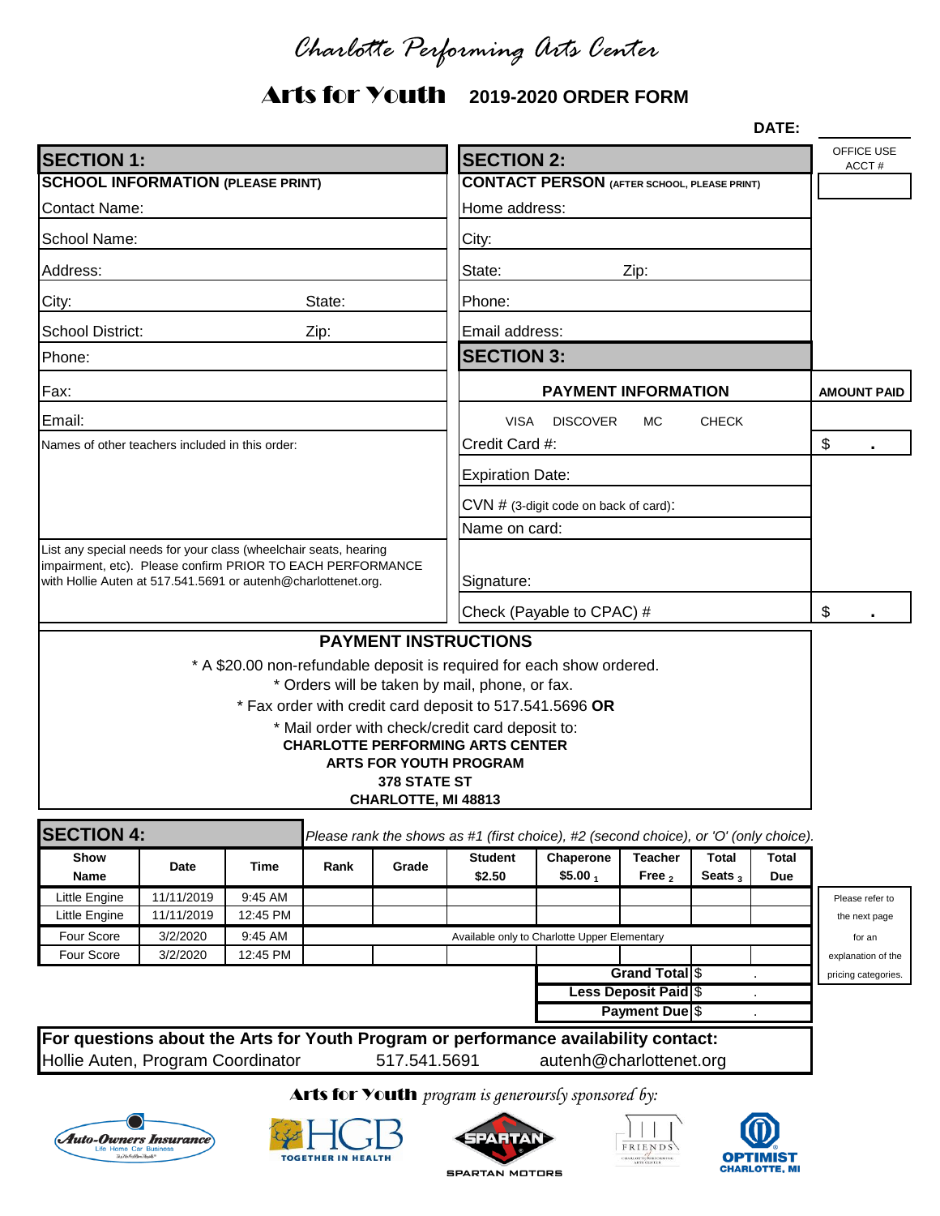# Charlotte Performing Arts Center

## Arts for Youth 2019-2020 ORDER FORM

**DATE:**

OFFICE USE ACCT #

## SECTION 1:

**SCHOOL INFORMATION (PLEASE PRINT)**

Contact Name:

School Name:

Address:

City: State:

School District: Zip:

Phone:

Fax:

Email:

Names of other teachers included in this order:

List any special needs for your class (wheelchair seats, hearing impairment, etc). Please confirm PRIOR TO EACH PERFORMANCE with Hollie Auten at 517.541.5691 or autenh@charlottenet.org.

## SECTION 2:

**CONTACT PERSON (AFTER SCHOOL, PLEASE PRINT)**

Home address:

City:

State: Zip:

Phone:

Email address:

## SECTION 3:

**PAYMENT INFORMATION** | **AMOUNT PAID**

VISA DISCOVER MC CHECK

Credit Card #: $ .

Expiration Date:

CVN # (3-digit code on back of card):

Name on card:

Signature:

Check (Payable to CPAC) # $ .

### PAYMENT INSTRUCTIONS

* A $20.00 non-refundable deposit is required for each show ordered.
* Orders will be taken by mail, phone, or fax.
* Fax order with credit card deposit to 517.541.5696 **OR**
* Mail order with check/credit card deposit to:

**CHARLOTTE PERFORMING ARTS CENTER**
**ARTS FOR YOUTH PROGRAM**
**378 STATE ST**
**CHARLOTTE, MI 48813**

## SECTION 4:

*Please rank the shows as #1 (first choice), #2 (second choice), or 'O' (only choice).*

| Show Name | Date | Time | Rank | Grade | Student $2.50 | Chaperone $5.00 $_1$ | Teacher Free $_2$ | Total Seats $_3$ | Total Due |
|---|---|---|---|---|---|---|---|---|---|
| Little Engine | 11/11/2019 | 9:45 AM | | | | | | | |
| Little Engine | 11/11/2019 | 12:45 PM | | | | | | | |
| Four Score | 3/2/2020 | 9:45 AM | Available only to Charlotte Upper Elementary | | | | | | |
| Four Score | 3/2/2020 | 12:45 PM | | | | | | | |

Please refer to the next page for an explanation of the pricing categories.

**Grand Total** $ .
**Less Deposit Paid** $ .
**Payment Due** $ .

**For questions about the Arts for Youth Program or performance availability contact:**
Hollie Auten, Program Coordinator 517.541.5691 autenh@charlottenet.org

**Arts for Youth** *program is generoursly sponsored by:*

Auto-Owners Insurance — HGB Together in Health — Spartan Motors — Friends of Charlotte Performing Arts Center — Optimist Charlotte, MI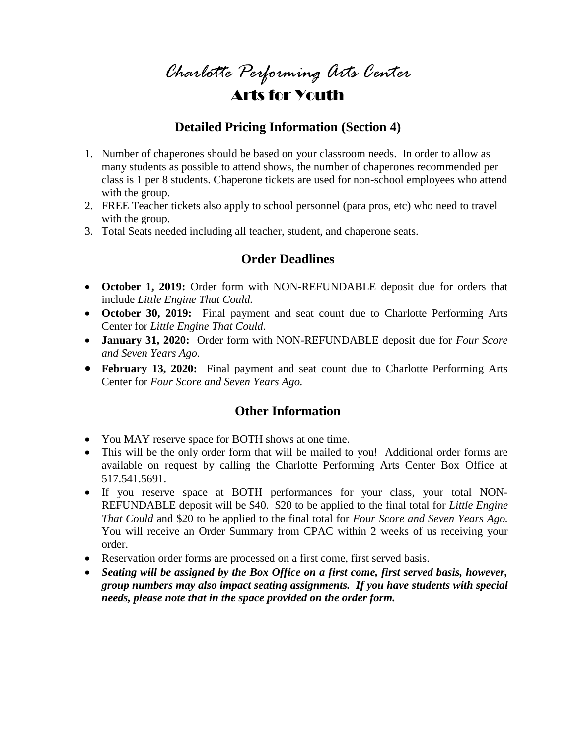# Charlotte Performing Arts Center

# Arts for Youth

## Detailed Pricing Information (Section 4)

1. Number of chaperones should be based on your classroom needs. In order to allow as many students as possible to attend shows, the number of chaperones recommended per class is 1 per 8 students. Chaperone tickets are used for non-school employees who attend with the group.
2. FREE Teacher tickets also apply to school personnel (para pros, etc) who need to travel with the group.
3. Total Seats needed including all teacher, student, and chaperone seats.

## Order Deadlines

- **October 1, 2019:** Order form with NON-REFUNDABLE deposit due for orders that include *Little Engine That Could.*
- **October 30, 2019:** Final payment and seat count due to Charlotte Performing Arts Center for *Little Engine That Could.*
- **January 31, 2020:** Order form with NON-REFUNDABLE deposit due for *Four Score and Seven Years Ago.*
- **February 13, 2020:** Final payment and seat count due to Charlotte Performing Arts Center for *Four Score and Seven Years Ago.*

## Other Information

- You MAY reserve space for BOTH shows at one time.
- This will be the only order form that will be mailed to you! Additional order forms are available on request by calling the Charlotte Performing Arts Center Box Office at 517.541.5691.
- If you reserve space at BOTH performances for your class, your total NON-REFUNDABLE deposit will be $40. $20 to be applied to the final total for *Little Engine That Could* and $20 to be applied to the final total for *Four Score and Seven Years Ago.* You will receive an Order Summary from CPAC within 2 weeks of us receiving your order.
- Reservation order forms are processed on a first come, first served basis.
- ***Seating will be assigned by the Box Office on a first come, first served basis, however, group numbers may also impact seating assignments. If you have students with special needs, please note that in the space provided on the order form.***